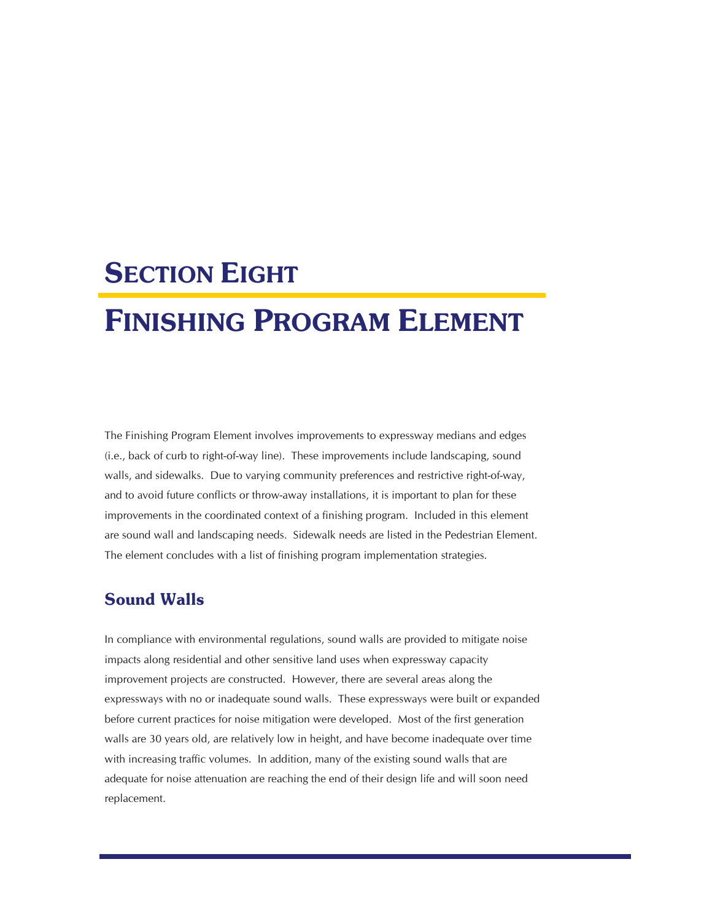# SECTION EIGHT

# FINISHING PROGRAM ELEMENT

The Finishing Program Element involves improvements to expressway medians and edges (i.e., back of curb to right-of-way line). These improvements include landscaping, sound walls, and sidewalks. Due to varying community preferences and restrictive right-of-way, and to avoid future conflicts or throw-away installations, it is important to plan for these improvements in the coordinated context of a finishing program. Included in this element are sound wall and landscaping needs. Sidewalk needs are listed in the Pedestrian Element. The element concludes with a list of finishing program implementation strategies.

## Sound Walls

In compliance with environmental regulations, sound walls are provided to mitigate noise impacts along residential and other sensitive land uses when expressway capacity improvement projects are constructed. However, there are several areas along the expressways with no or inadequate sound walls. These expressways were built or expanded before current practices for noise mitigation were developed. Most of the first generation walls are 30 years old, are relatively low in height, and have become inadequate over time with increasing traffic volumes. In addition, many of the existing sound walls that are adequate for noise attenuation are reaching the end of their design life and will soon need replacement.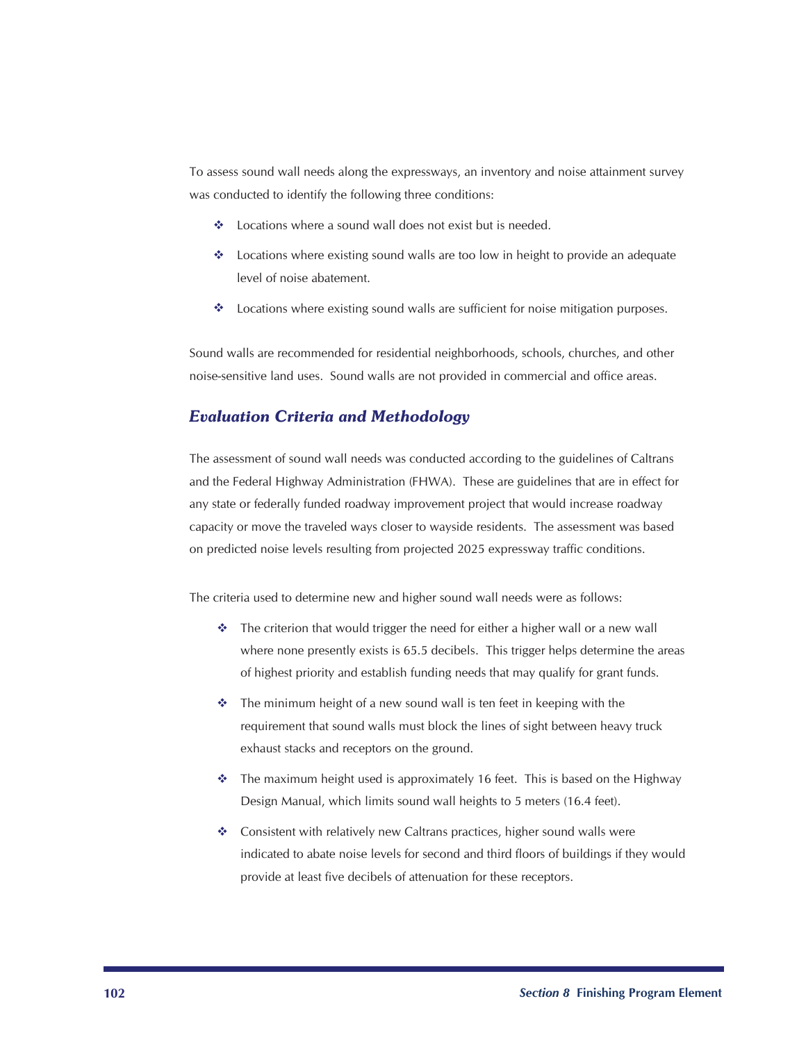To assess sound wall needs along the expressways, an inventory and noise attainment survey was conducted to identify the following three conditions:

- Locations where a sound wall does not exist but is needed.
- Locations where existing sound walls are too low in height to provide an adequate level of noise abatement.
- Locations where existing sound walls are sufficient for noise mitigation purposes.

Sound walls are recommended for residential neighborhoods, schools, churches, and other noise-sensitive land uses. Sound walls are not provided in commercial and office areas.

## *Evaluation Criteria and Methodology*

The assessment of sound wall needs was conducted according to the guidelines of Caltrans and the Federal Highway Administration (FHWA). These are guidelines that are in effect for any state or federally funded roadway improvement project that would increase roadway capacity or move the traveled ways closer to wayside residents. The assessment was based on predicted noise levels resulting from projected 2025 expressway traffic conditions.

The criteria used to determine new and higher sound wall needs were as follows:

- The criterion that would trigger the need for either a higher wall or a new wall where none presently exists is 65.5 decibels. This trigger helps determine the areas of highest priority and establish funding needs that may qualify for grant funds.
- The minimum height of a new sound wall is ten feet in keeping with the requirement that sound walls must block the lines of sight between heavy truck exhaust stacks and receptors on the ground.
- The maximum height used is approximately 16 feet. This is based on the Highway Design Manual, which limits sound wall heights to 5 meters (16.4 feet).
- Consistent with relatively new Caltrans practices, higher sound walls were indicated to abate noise levels for second and third floors of buildings if they would provide at least five decibels of attenuation for these receptors.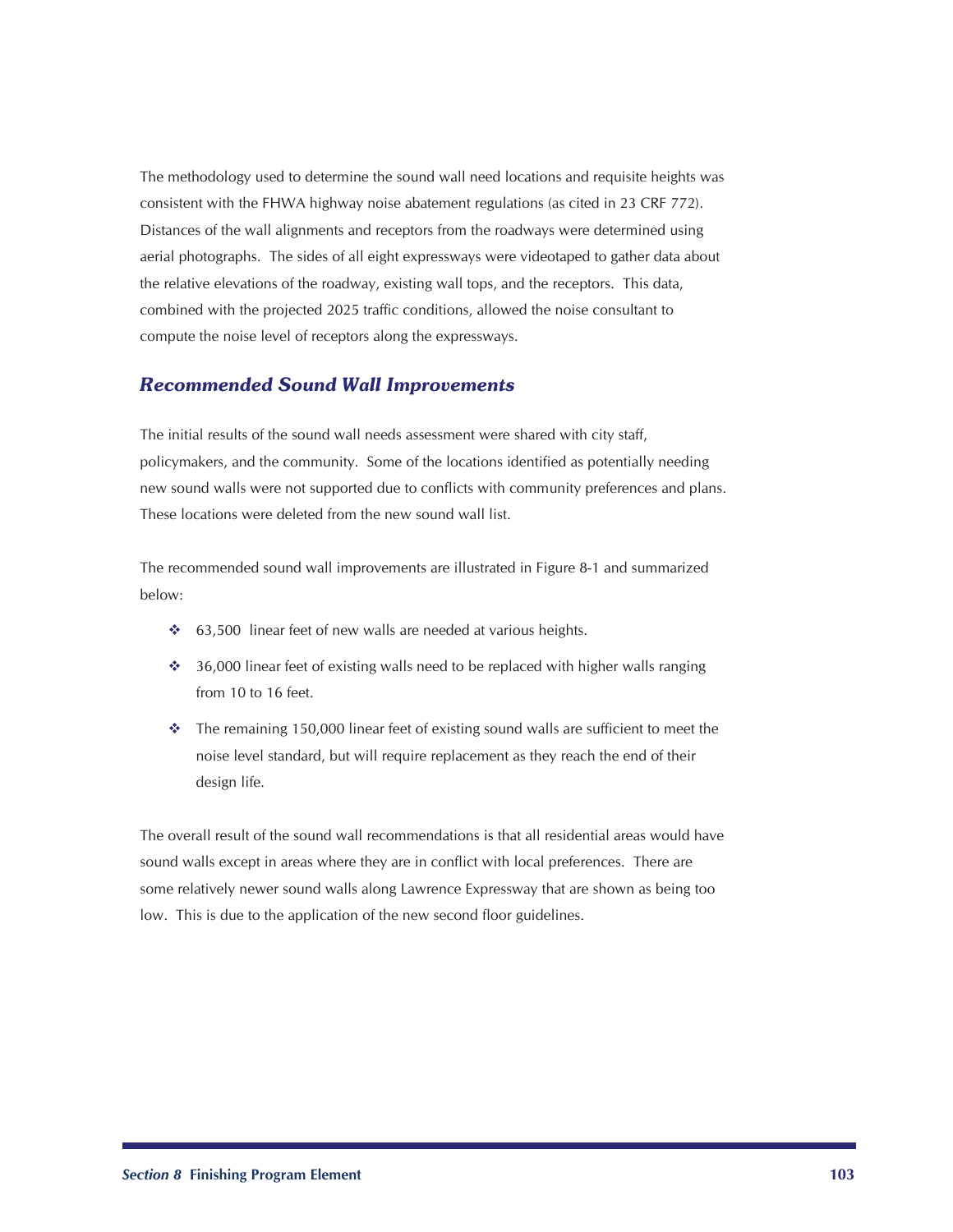The methodology used to determine the sound wall need locations and requisite heights was consistent with the FHWA highway noise abatement regulations (as cited in 23 CRF 772). Distances of the wall alignments and receptors from the roadways were determined using aerial photographs. The sides of all eight expressways were videotaped to gather data about the relative elevations of the roadway, existing wall tops, and the receptors. This data, combined with the projected 2025 traffic conditions, allowed the noise consultant to compute the noise level of receptors along the expressways.

## *Recommended Sound Wall Improvements*

The initial results of the sound wall needs assessment were shared with city staff, policymakers, and the community. Some of the locations identified as potentially needing new sound walls were not supported due to conflicts with community preferences and plans. These locations were deleted from the new sound wall list.

The recommended sound wall improvements are illustrated in Figure 8-1 and summarized below:

- 63,500 linear feet of new walls are needed at various heights.
- 36,000 linear feet of existing walls need to be replaced with higher walls ranging from 10 to 16 feet.
- The remaining 150,000 linear feet of existing sound walls are sufficient to meet the noise level standard, but will require replacement as they reach the end of their design life.

The overall result of the sound wall recommendations is that all residential areas would have sound walls except in areas where they are in conflict with local preferences. There are some relatively newer sound walls along Lawrence Expressway that are shown as being too low. This is due to the application of the new second floor guidelines.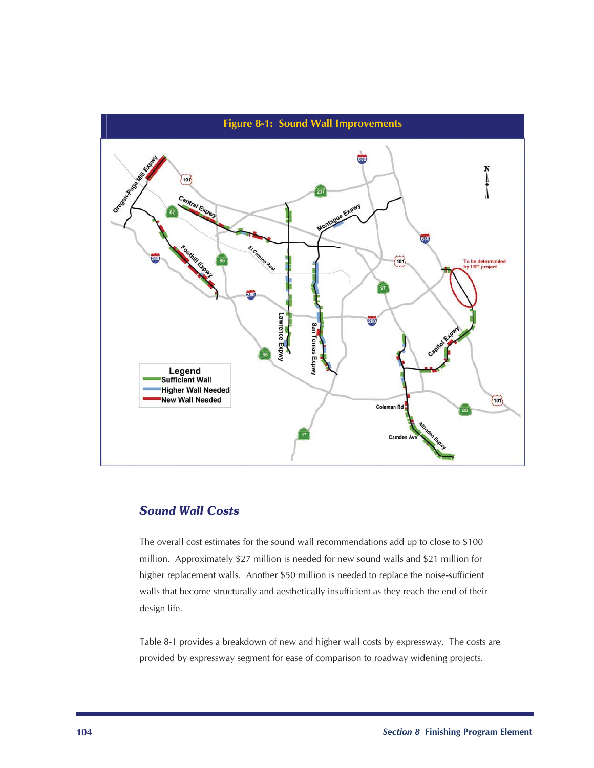**Figure 8-1: Sound Wall Improvements**

## Sound Wall Costs

The overall cost estimates for the sound wall recommendations add up to close to $100 million. Approximately $27 million is needed for new sound walls and $21 million for higher replacement walls. Another $50 million is needed to replace the noise-sufficient walls that become structurally and aesthetically insufficient as they reach the end of their design life.

Table 8-1 provides a breakdown of new and higher wall costs by expressway. The costs are provided by expressway segment for ease of comparison to roadway widening projects.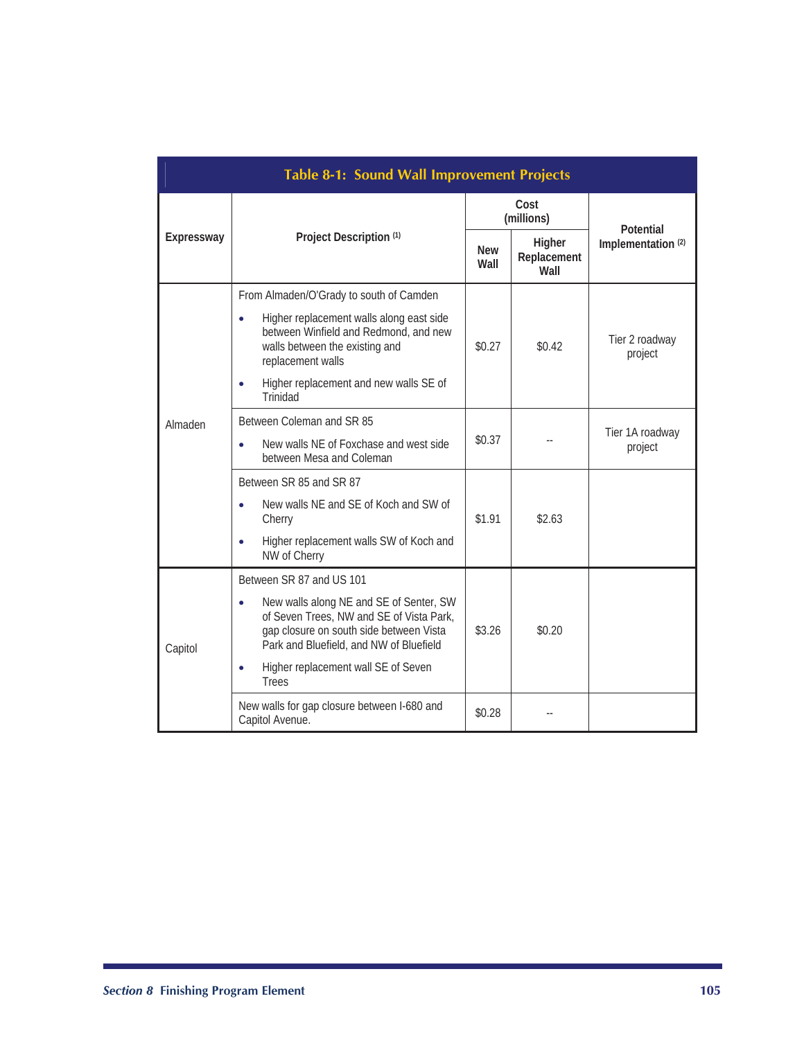**Table 8-1: Sound Wall Improvement Projects**

| Expressway | Project Description [1] | Cost (millions) | | Potential Implementation [2] |
|---|---|---|---|---|
| | | New Wall | Higher Replacement Wall | |
| Almaden | From Almaden/O'Grady to south of Camden<br>• Higher replacement walls along east side between Winfield and Redmond, and new walls between the existing and replacement walls<br>• Higher replacement and new walls SE of Trinidad | $0.27 | $0.42 | Tier 2 roadway project |
| | Between Coleman and SR 85<br>• New walls NE of Foxchase and west side between Mesa and Coleman | $0.37 | -- | Tier 1A roadway project |
| | Between SR 85 and SR 87<br>• New walls NE and SE of Koch and SW of Cherry<br>• Higher replacement walls SW of Koch and NW of Cherry | $1.91 | $2.63 | |
| Capitol | Between SR 87 and US 101<br>• New walls along NE and SE of Senter, SW of Seven Trees, NW and SE of Vista Park, gap closure on south side between Vista Park and Bluefield, and NW of Bluefield<br>• Higher replacement wall SE of Seven Trees | $3.26 | $0.20 | |
| | New walls for gap closure between I-680 and Capitol Avenue. | $0.28 | -- | |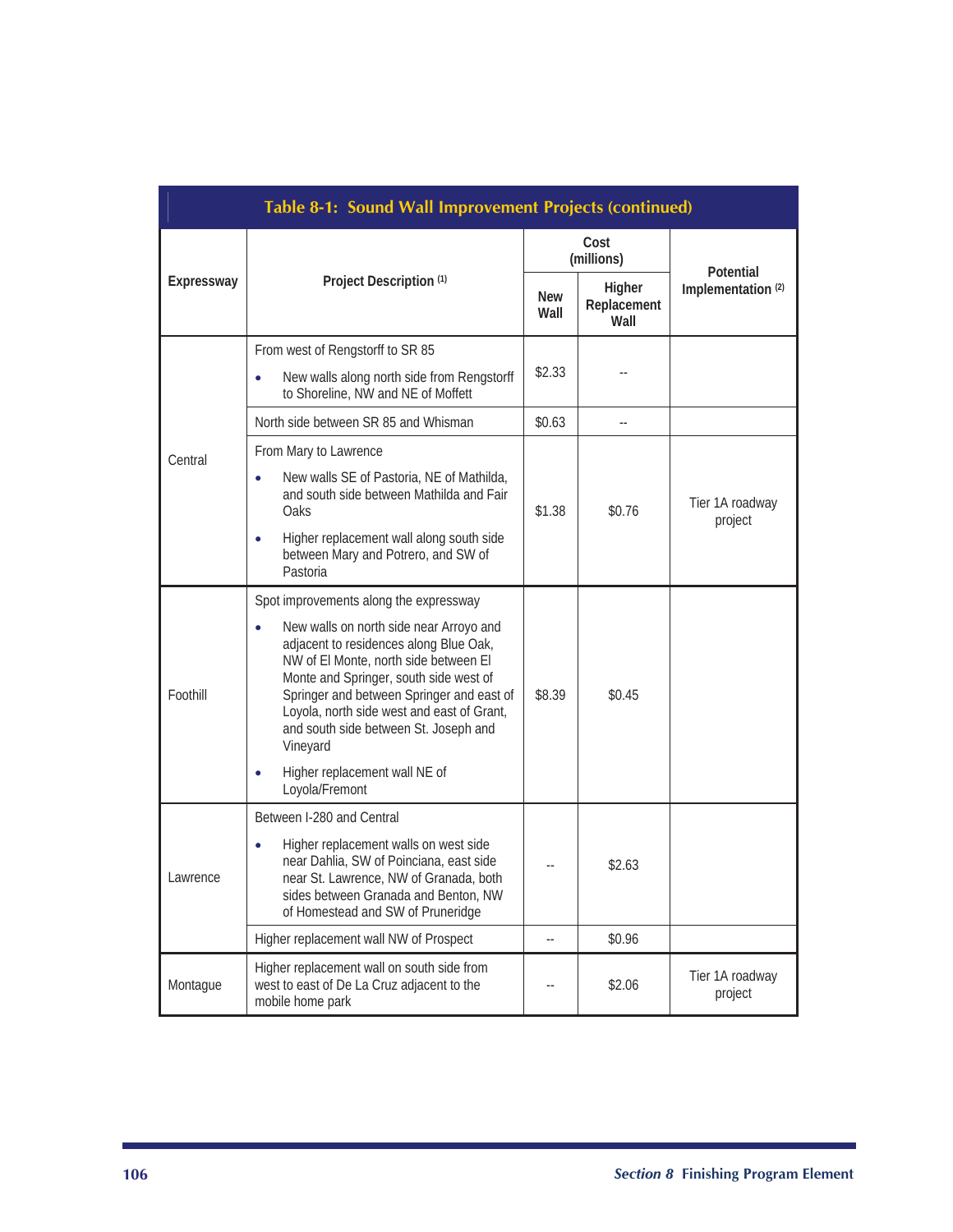| Table 8-1: Sound Wall Improvement Projects (continued) | | | | |
|---|---|---|---|---|
| Expressway | Project Description [1] | Cost (millions) | | Potential Implementation [2] |
| | | New Wall | Higher Replacement Wall | |
| Central | From west of Rengstorff to SR 85<br>• New walls along north side from Rengstorff to Shoreline, NW and NE of Moffett | $2.33 | -- | |
| | North side between SR 85 and Whisman | $0.63 | -- | |
| | From Mary to Lawrence<br>• New walls SE of Pastoria, NE of Mathilda, and south side between Mathilda and Fair Oaks<br>• Higher replacement wall along south side between Mary and Potrero, and SW of Pastoria | $1.38 | $0.76 | Tier 1A roadway project |
| Foothill | Spot improvements along the expressway<br>• New walls on north side near Arroyo and adjacent to residences along Blue Oak, NW of El Monte, north side between El Monte and Springer, south side west of Springer and between Springer and east of Loyola, north side west and east of Grant, and south side between St. Joseph and Vineyard<br>• Higher replacement wall NE of Loyola/Fremont | $8.39 | $0.45 | |
| Lawrence | Between I-280 and Central<br>• Higher replacement walls on west side near Dahlia, SW of Poinciana, east side near St. Lawrence, NW of Granada, both sides between Granada and Benton, NW of Homestead and SW of Pruneridge | -- | $2.63 | |
| | Higher replacement wall NW of Prospect | -- | $0.96 | |
| Montague | Higher replacement wall on south side from west to east of De La Cruz adjacent to the mobile home park | -- | $2.06 | Tier 1A roadway project |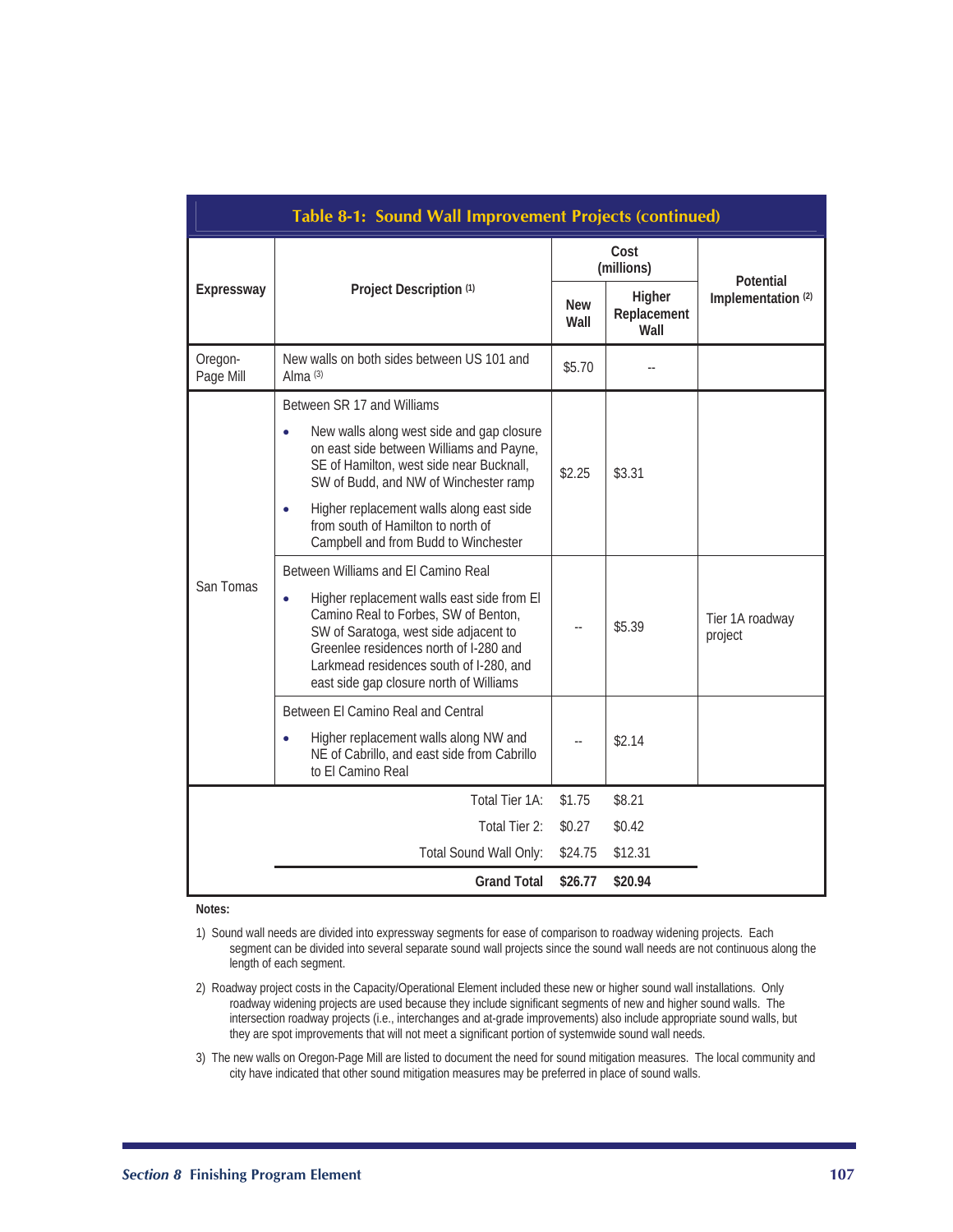**Table 8-1: Sound Wall Improvement Projects (continued)**

| Expressway | Project Description [1] | Cost (millions) | | Potential Implementation [2] |
|---|---|---|---|---|
| | | New Wall | Higher Replacement Wall | |
| Oregon-Page Mill | New walls on both sides between US 101 and Alma [3] | $5.70 | -- | |
| San Tomas | Between SR 17 and Williams<br>• New walls along west side and gap closure on east side between Williams and Payne, SE of Hamilton, west side near Bucknall, SW of Budd, and NW of Winchester ramp<br>• Higher replacement walls along east side from south of Hamilton to north of Campbell and from Budd to Winchester | $2.25 | $3.31 | |
| | Between Williams and El Camino Real<br>• Higher replacement walls east side from El Camino Real to Forbes, SW of Benton, SW of Saratoga, west side adjacent to Greenlee residences north of I-280 and Larkmead residences south of I-280, and east side gap closure north of Williams | -- | $5.39 | Tier 1A roadway project |
| | Between El Camino Real and Central<br>• Higher replacement walls along NW and NE of Cabrillo, and east side from Cabrillo to El Camino Real | -- | $2.14 | |
| | Total Tier 1A: | $1.75 | $8.21 | |
| | Total Tier 2: | $0.27 | $0.42 | |
| | Total Sound Wall Only: | $24.75 | $12.31 | |
| | **Grand Total** | **$26.77** | **$20.94** | |

**Notes:**

1) Sound wall needs are divided into expressway segments for ease of comparison to roadway widening projects. Each segment can be divided into several separate sound wall projects since the sound wall needs are not continuous along the length of each segment.

2) Roadway project costs in the Capacity/Operational Element included these new or higher sound wall installations. Only roadway widening projects are used because they include significant segments of new and higher sound walls. The intersection roadway projects (i.e., interchanges and at-grade improvements) also include appropriate sound walls, but they are spot improvements that will not meet a significant portion of systemwide sound wall needs.

3) The new walls on Oregon-Page Mill are listed to document the need for sound mitigation measures. The local community and city have indicated that other sound mitigation measures may be preferred in place of sound walls.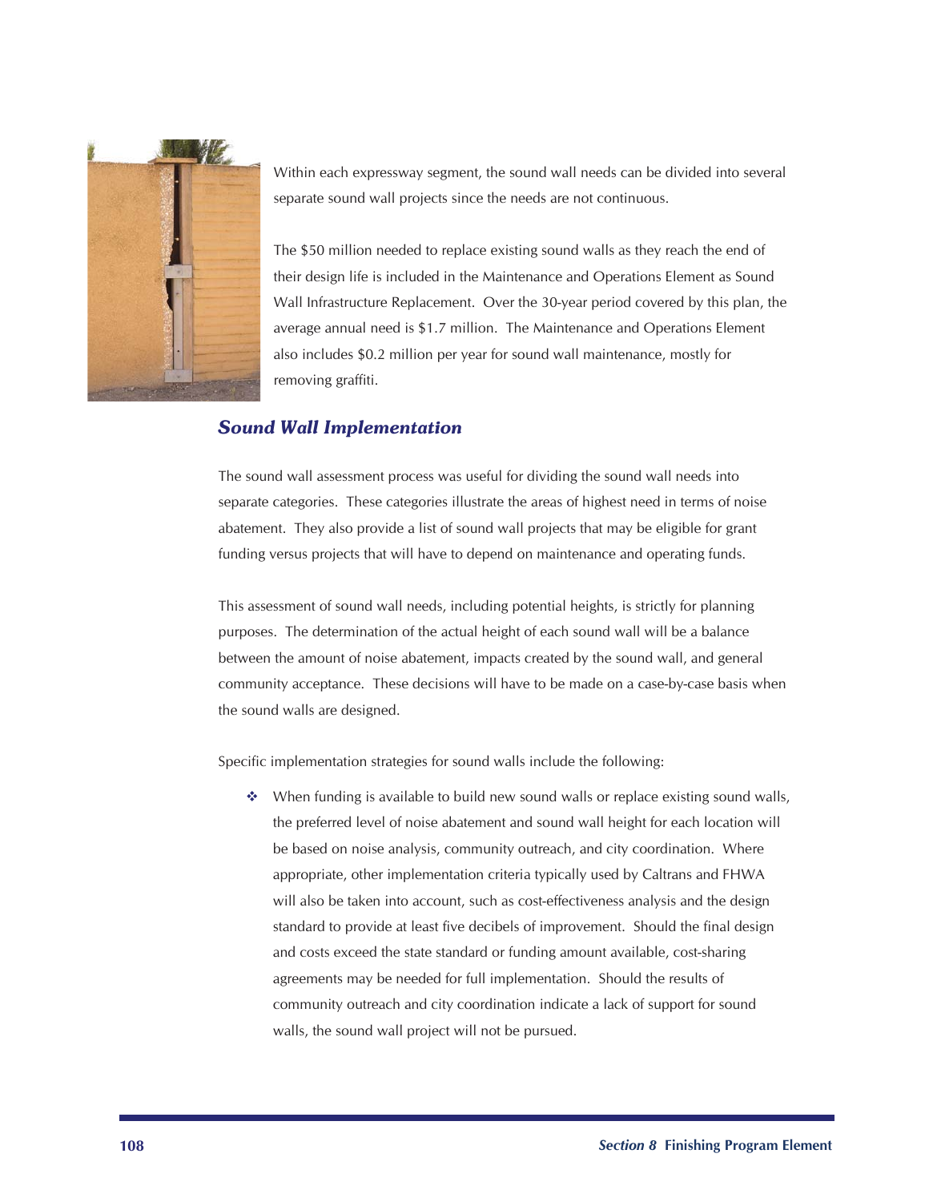Within each expressway segment, the sound wall needs can be divided into several separate sound wall projects since the needs are not continuous.

The $50 million needed to replace existing sound walls as they reach the end of their design life is included in the Maintenance and Operations Element as Sound Wall Infrastructure Replacement. Over the 30-year period covered by this plan, the average annual need is $1.7 million. The Maintenance and Operations Element also includes $0.2 million per year for sound wall maintenance, mostly for removing graffiti.

## *Sound Wall Implementation*

The sound wall assessment process was useful for dividing the sound wall needs into separate categories. These categories illustrate the areas of highest need in terms of noise abatement. They also provide a list of sound wall projects that may be eligible for grant funding versus projects that will have to depend on maintenance and operating funds.

This assessment of sound wall needs, including potential heights, is strictly for planning purposes. The determination of the actual height of each sound wall will be a balance between the amount of noise abatement, impacts created by the sound wall, and general community acceptance. These decisions will have to be made on a case-by-case basis when the sound walls are designed.

Specific implementation strategies for sound walls include the following:

- When funding is available to build new sound walls or replace existing sound walls, the preferred level of noise abatement and sound wall height for each location will be based on noise analysis, community outreach, and city coordination. Where appropriate, other implementation criteria typically used by Caltrans and FHWA will also be taken into account, such as cost-effectiveness analysis and the design standard to provide at least five decibels of improvement. Should the final design and costs exceed the state standard or funding amount available, cost-sharing agreements may be needed for full implementation. Should the results of community outreach and city coordination indicate a lack of support for sound walls, the sound wall project will not be pursued.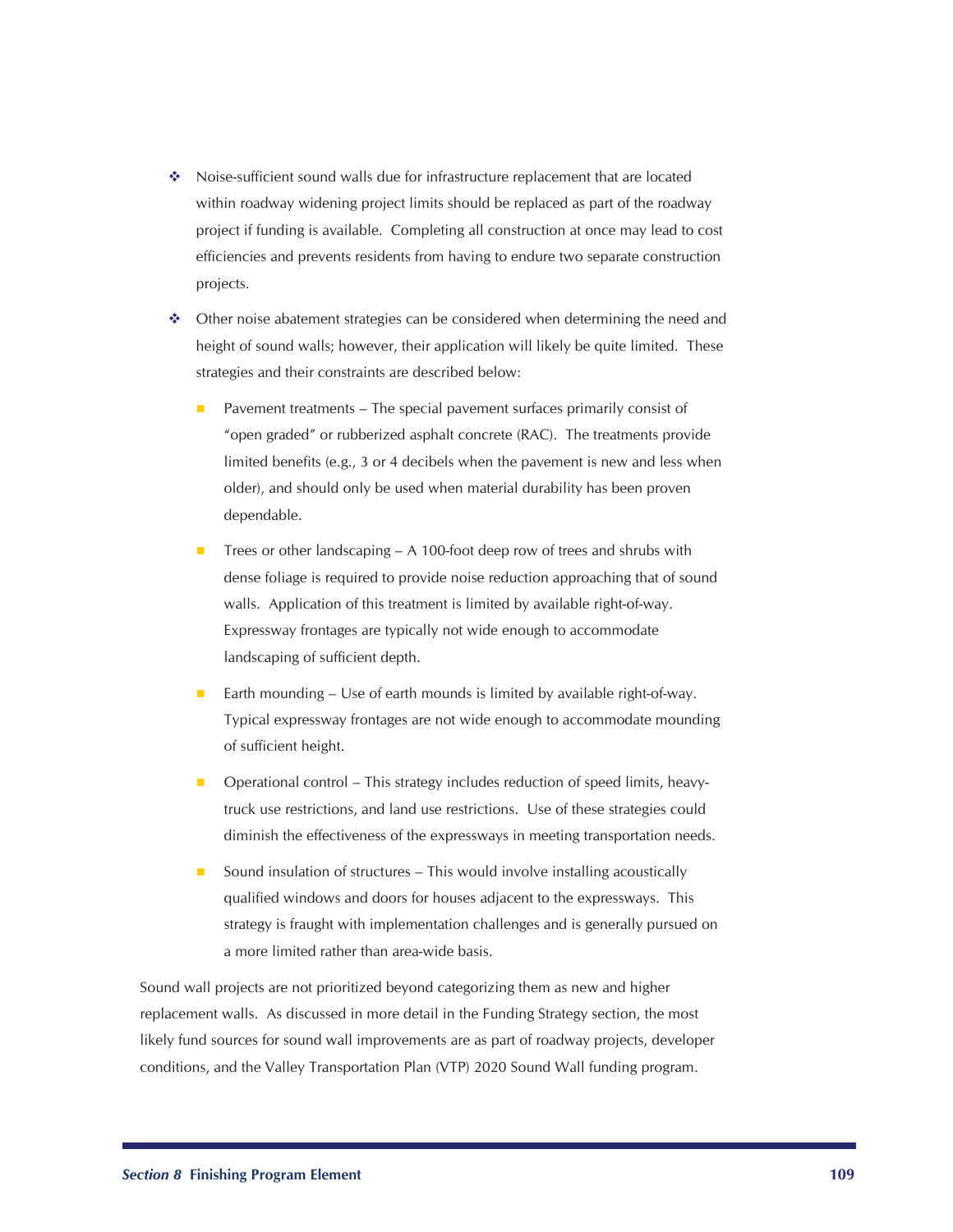- Noise-sufficient sound walls due for infrastructure replacement that are located within roadway widening project limits should be replaced as part of the roadway project if funding is available. Completing all construction at once may lead to cost efficiencies and prevents residents from having to endure two separate construction projects.
- Other noise abatement strategies can be considered when determining the need and height of sound walls; however, their application will likely be quite limited. These strategies and their constraints are described below:
  - Pavement treatments – The special pavement surfaces primarily consist of "open graded" or rubberized asphalt concrete (RAC). The treatments provide limited benefits (e.g., 3 or 4 decibels when the pavement is new and less when older), and should only be used when material durability has been proven dependable.
  - Trees or other landscaping – A 100-foot deep row of trees and shrubs with dense foliage is required to provide noise reduction approaching that of sound walls. Application of this treatment is limited by available right-of-way. Expressway frontages are typically not wide enough to accommodate landscaping of sufficient depth.
  - Earth mounding – Use of earth mounds is limited by available right-of-way. Typical expressway frontages are not wide enough to accommodate mounding of sufficient height.
  - Operational control – This strategy includes reduction of speed limits, heavy-truck use restrictions, and land use restrictions. Use of these strategies could diminish the effectiveness of the expressways in meeting transportation needs.
  - Sound insulation of structures – This would involve installing acoustically qualified windows and doors for houses adjacent to the expressways. This strategy is fraught with implementation challenges and is generally pursued on a more limited rather than area-wide basis.

Sound wall projects are not prioritized beyond categorizing them as new and higher replacement walls. As discussed in more detail in the Funding Strategy section, the most likely fund sources for sound wall improvements are as part of roadway projects, developer conditions, and the Valley Transportation Plan (VTP) 2020 Sound Wall funding program.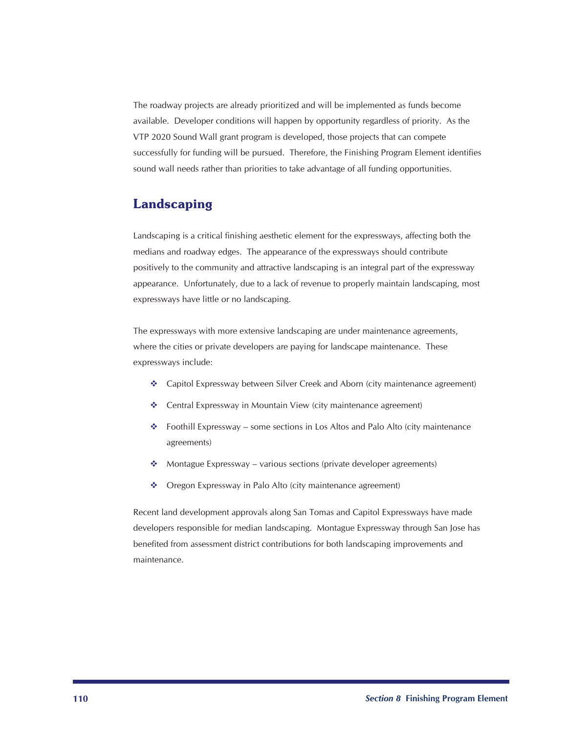The roadway projects are already prioritized and will be implemented as funds become available. Developer conditions will happen by opportunity regardless of priority. As the VTP 2020 Sound Wall grant program is developed, those projects that can compete successfully for funding will be pursued. Therefore, the Finishing Program Element identifies sound wall needs rather than priorities to take advantage of all funding opportunities.

## Landscaping

Landscaping is a critical finishing aesthetic element for the expressways, affecting both the medians and roadway edges. The appearance of the expressways should contribute positively to the community and attractive landscaping is an integral part of the expressway appearance. Unfortunately, due to a lack of revenue to properly maintain landscaping, most expressways have little or no landscaping.

The expressways with more extensive landscaping are under maintenance agreements, where the cities or private developers are paying for landscape maintenance. These expressways include:

- Capitol Expressway between Silver Creek and Aborn (city maintenance agreement)
- Central Expressway in Mountain View (city maintenance agreement)
- Foothill Expressway – some sections in Los Altos and Palo Alto (city maintenance agreements)
- Montague Expressway – various sections (private developer agreements)
- Oregon Expressway in Palo Alto (city maintenance agreement)

Recent land development approvals along San Tomas and Capitol Expressways have made developers responsible for median landscaping. Montague Expressway through San Jose has benefited from assessment district contributions for both landscaping improvements and maintenance.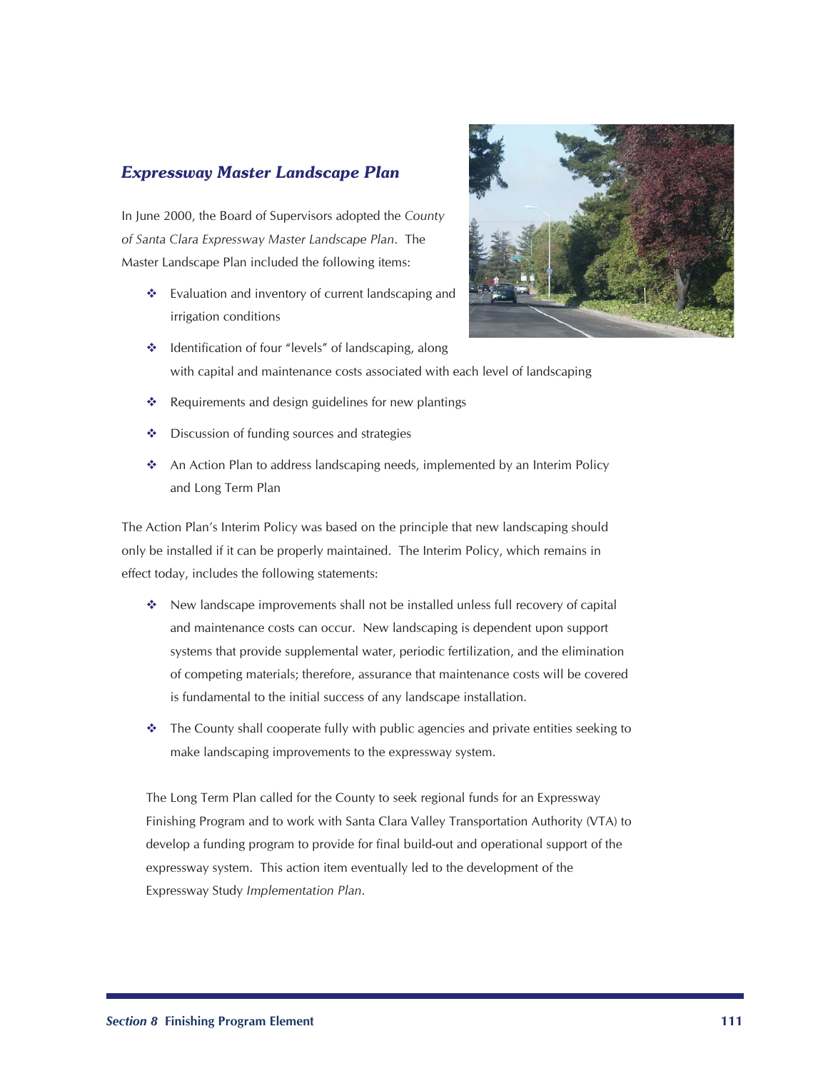### *Expressway Master Landscape Plan*

In June 2000, the Board of Supervisors adopted the *County of Santa Clara Expressway Master Landscape Plan*. The Master Landscape Plan included the following items:

- Evaluation and inventory of current landscaping and irrigation conditions
- Identification of four "levels" of landscaping, along with capital and maintenance costs associated with each level of landscaping
- Requirements and design guidelines for new plantings
- Discussion of funding sources and strategies
- An Action Plan to address landscaping needs, implemented by an Interim Policy and Long Term Plan

The Action Plan's Interim Policy was based on the principle that new landscaping should only be installed if it can be properly maintained. The Interim Policy, which remains in effect today, includes the following statements:

- New landscape improvements shall not be installed unless full recovery of capital and maintenance costs can occur. New landscaping is dependent upon support systems that provide supplemental water, periodic fertilization, and the elimination of competing materials; therefore, assurance that maintenance costs will be covered is fundamental to the initial success of any landscape installation.
- The County shall cooperate fully with public agencies and private entities seeking to make landscaping improvements to the expressway system.

The Long Term Plan called for the County to seek regional funds for an Expressway Finishing Program and to work with Santa Clara Valley Transportation Authority (VTA) to develop a funding program to provide for final build-out and operational support of the expressway system. This action item eventually led to the development of the Expressway Study *Implementation Plan*.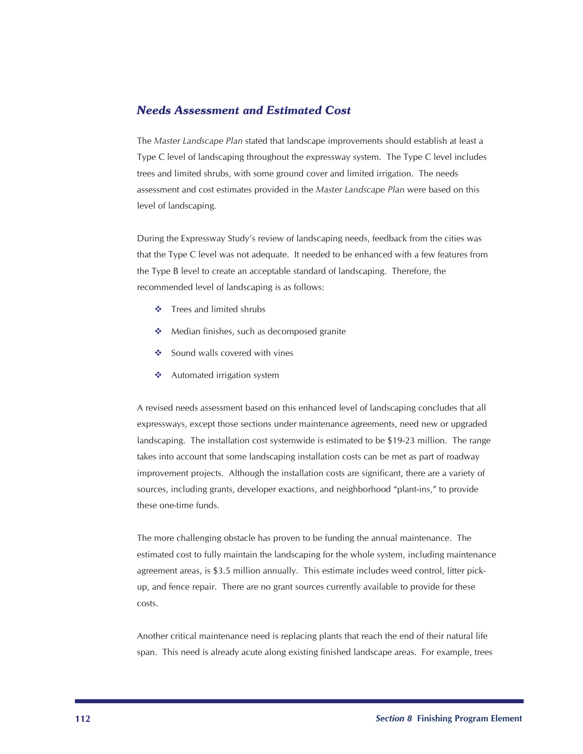## *Needs Assessment and Estimated Cost*

The *Master Landscape Plan* stated that landscape improvements should establish at least a Type C level of landscaping throughout the expressway system. The Type C level includes trees and limited shrubs, with some ground cover and limited irrigation. The needs assessment and cost estimates provided in the *Master Landscape Plan* were based on this level of landscaping.

During the Expressway Study's review of landscaping needs, feedback from the cities was that the Type C level was not adequate. It needed to be enhanced with a few features from the Type B level to create an acceptable standard of landscaping. Therefore, the recommended level of landscaping is as follows:

- Trees and limited shrubs
- Median finishes, such as decomposed granite
- Sound walls covered with vines
- Automated irrigation system

A revised needs assessment based on this enhanced level of landscaping concludes that all expressways, except those sections under maintenance agreements, need new or upgraded landscaping. The installation cost systemwide is estimated to be $19-23 million. The range takes into account that some landscaping installation costs can be met as part of roadway improvement projects. Although the installation costs are significant, there are a variety of sources, including grants, developer exactions, and neighborhood "plant-ins," to provide these one-time funds.

The more challenging obstacle has proven to be funding the annual maintenance. The estimated cost to fully maintain the landscaping for the whole system, including maintenance agreement areas, is $3.5 million annually. This estimate includes weed control, litter pick-up, and fence repair. There are no grant sources currently available to provide for these costs.

Another critical maintenance need is replacing plants that reach the end of their natural life span. This need is already acute along existing finished landscape areas. For example, trees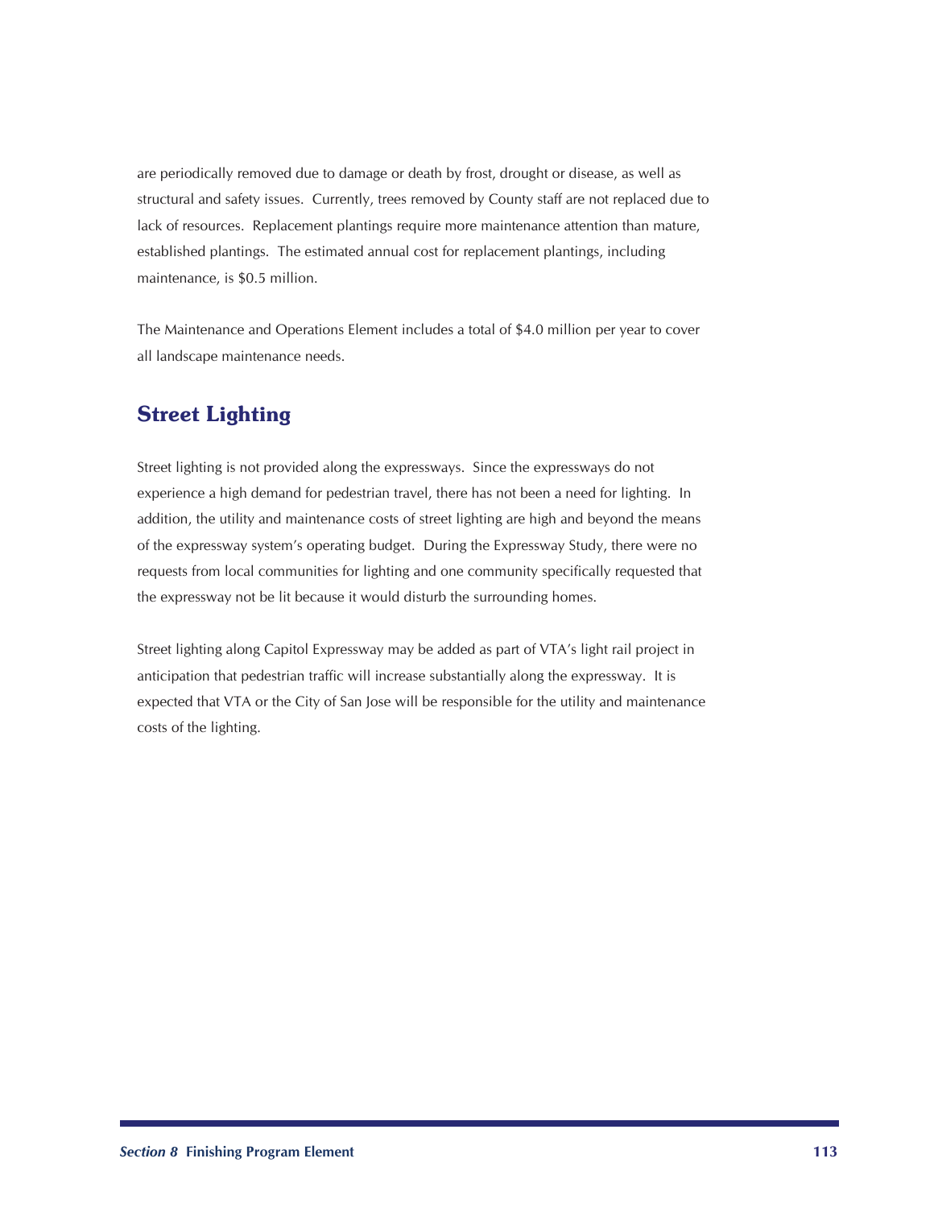are periodically removed due to damage or death by frost, drought or disease, as well as structural and safety issues. Currently, trees removed by County staff are not replaced due to lack of resources. Replacement plantings require more maintenance attention than mature, established plantings. The estimated annual cost for replacement plantings, including maintenance, is $0.5 million.

The Maintenance and Operations Element includes a total of $4.0 million per year to cover all landscape maintenance needs.

## Street Lighting

Street lighting is not provided along the expressways. Since the expressways do not experience a high demand for pedestrian travel, there has not been a need for lighting. In addition, the utility and maintenance costs of street lighting are high and beyond the means of the expressway system's operating budget. During the Expressway Study, there were no requests from local communities for lighting and one community specifically requested that the expressway not be lit because it would disturb the surrounding homes.

Street lighting along Capitol Expressway may be added as part of VTA's light rail project in anticipation that pedestrian traffic will increase substantially along the expressway. It is expected that VTA or the City of San Jose will be responsible for the utility and maintenance costs of the lighting.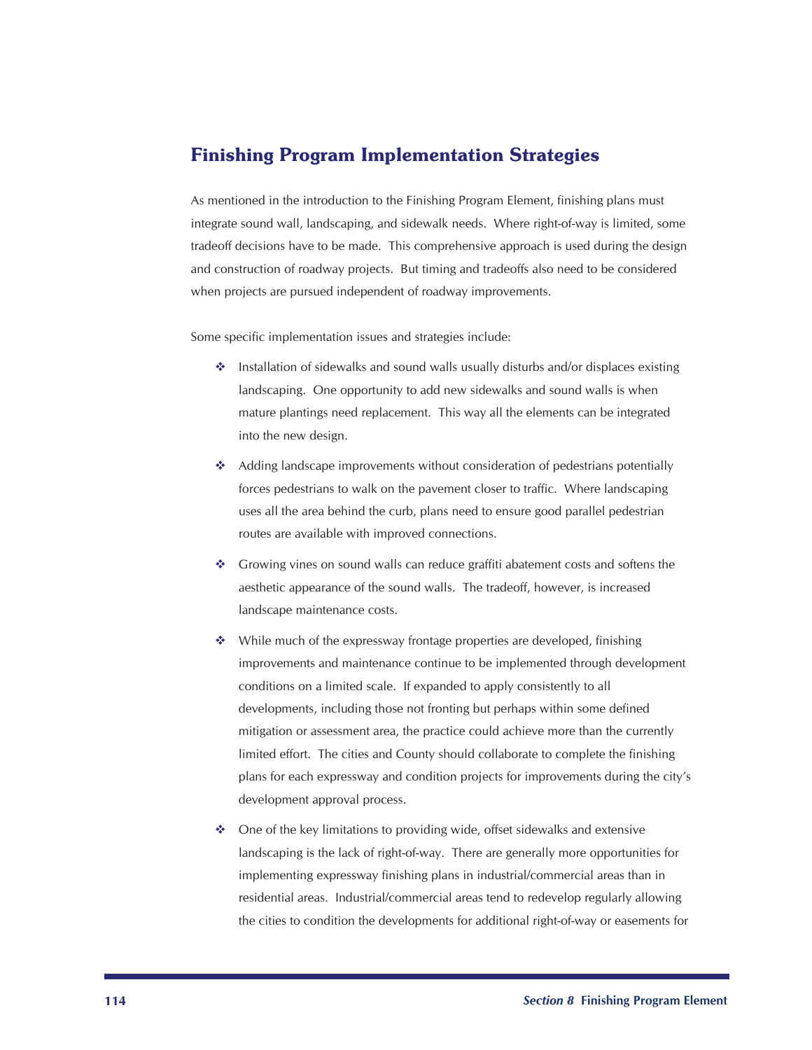## Finishing Program Implementation Strategies

As mentioned in the introduction to the Finishing Program Element, finishing plans must integrate sound wall, landscaping, and sidewalk needs. Where right-of-way is limited, some tradeoff decisions have to be made. This comprehensive approach is used during the design and construction of roadway projects. But timing and tradeoffs also need to be considered when projects are pursued independent of roadway improvements.

Some specific implementation issues and strategies include:

- Installation of sidewalks and sound walls usually disturbs and/or displaces existing landscaping. One opportunity to add new sidewalks and sound walls is when mature plantings need replacement. This way all the elements can be integrated into the new design.
- Adding landscape improvements without consideration of pedestrians potentially forces pedestrians to walk on the pavement closer to traffic. Where landscaping uses all the area behind the curb, plans need to ensure good parallel pedestrian routes are available with improved connections.
- Growing vines on sound walls can reduce graffiti abatement costs and softens the aesthetic appearance of the sound walls. The tradeoff, however, is increased landscape maintenance costs.
- While much of the expressway frontage properties are developed, finishing improvements and maintenance continue to be implemented through development conditions on a limited scale. If expanded to apply consistently to all developments, including those not fronting but perhaps within some defined mitigation or assessment area, the practice could achieve more than the currently limited effort. The cities and County should collaborate to complete the finishing plans for each expressway and condition projects for improvements during the city's development approval process.
- One of the key limitations to providing wide, offset sidewalks and extensive landscaping is the lack of right-of-way. There are generally more opportunities for implementing expressway finishing plans in industrial/commercial areas than in residential areas. Industrial/commercial areas tend to redevelop regularly allowing the cities to condition the developments for additional right-of-way or easements for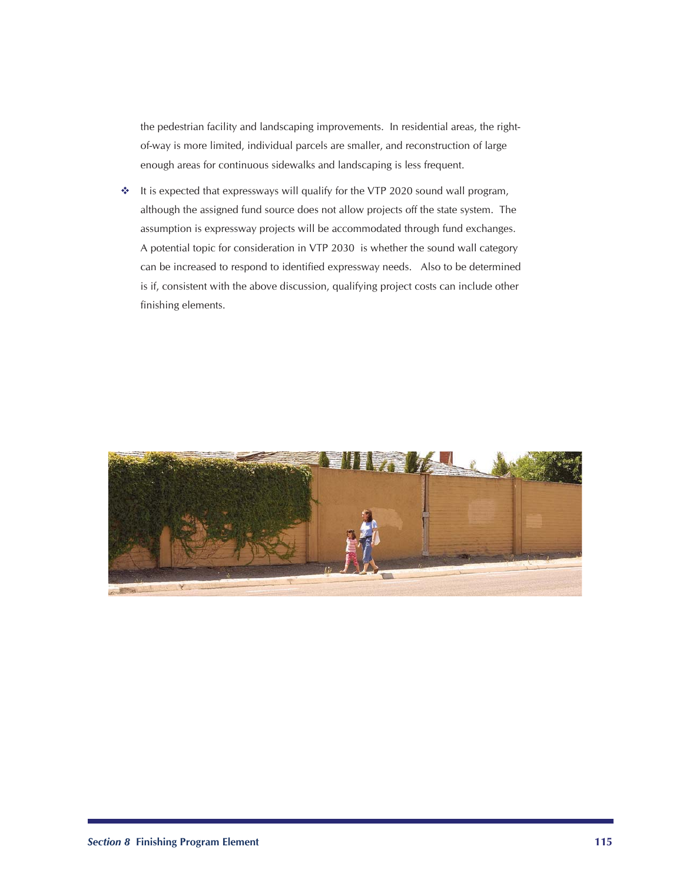the pedestrian facility and landscaping improvements. In residential areas, the right-of-way is more limited, individual parcels are smaller, and reconstruction of large enough areas for continuous sidewalks and landscaping is less frequent.

- It is expected that expressways will qualify for the VTP 2020 sound wall program, although the assigned fund source does not allow projects off the state system. The assumption is expressway projects will be accommodated through fund exchanges. A potential topic for consideration in VTP 2030 is whether the sound wall category can be increased to respond to identified expressway needs. Also to be determined is if, consistent with the above discussion, qualifying project costs can include other finishing elements.